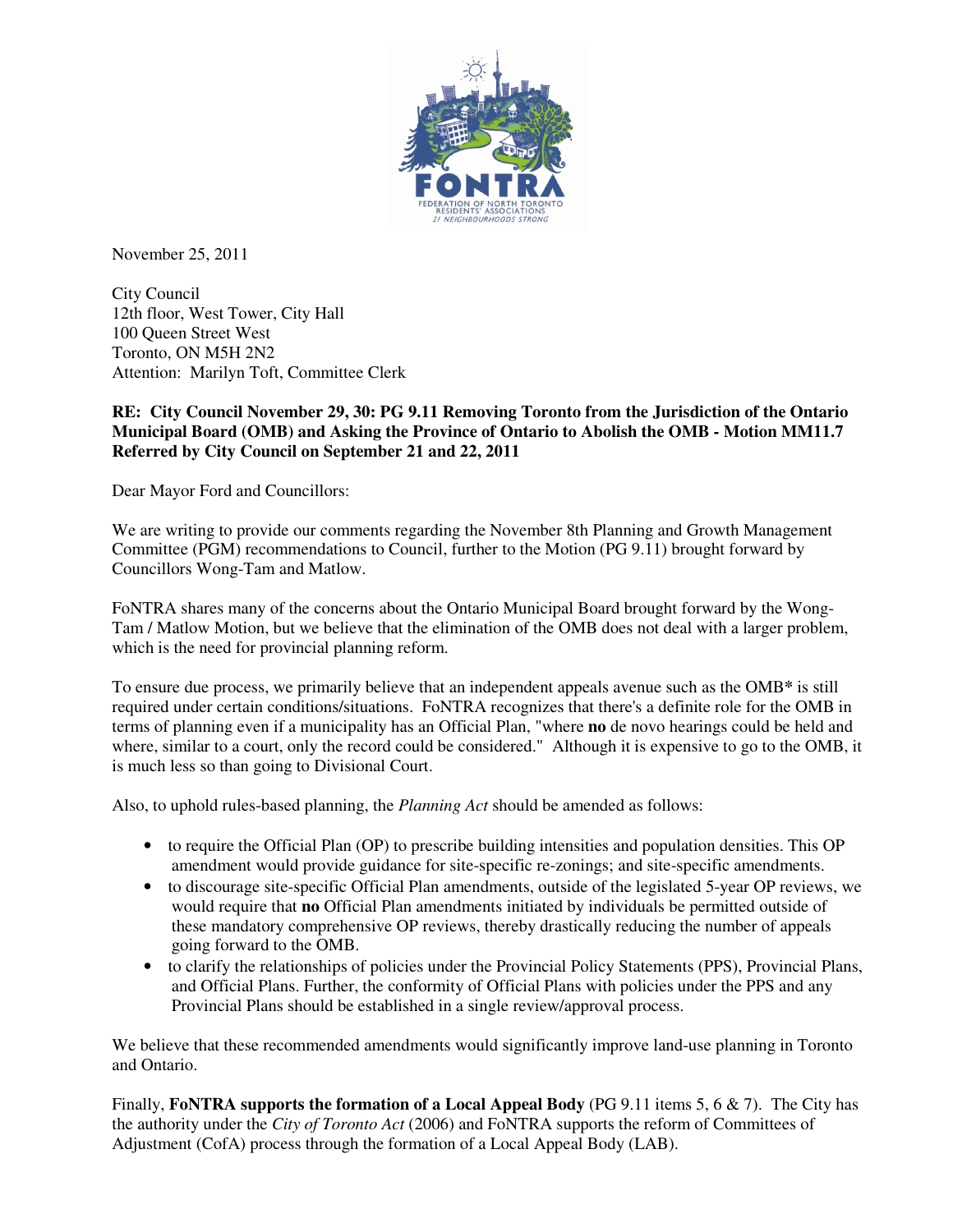FONTRA
FEDERATION OF NORTH TORONTO RESIDENTS' ASSOCIATIONS
21 NEIGHBOURHOODS STRONG

November 25, 2011

City Council
12th floor, West Tower, City Hall
100 Queen Street West
Toronto, ON M5H 2N2
Attention: Marilyn Toft, Committee Clerk

**RE: City Council November 29, 30: PG 9.11 Removing Toronto from the Jurisdiction of the Ontario Municipal Board (OMB) and Asking the Province of Ontario to Abolish the OMB - Motion MM11.7 Referred by City Council on September 21 and 22, 2011**

Dear Mayor Ford and Councillors:

We are writing to provide our comments regarding the November 8th Planning and Growth Management Committee (PGM) recommendations to Council, further to the Motion (PG 9.11) brought forward by Councillors Wong-Tam and Matlow.

FoNTRA shares many of the concerns about the Ontario Municipal Board brought forward by the Wong-Tam / Matlow Motion, but we believe that the elimination of the OMB does not deal with a larger problem, which is the need for provincial planning reform.

To ensure due process, we primarily believe that an independent appeals avenue such as the OMB* is still required under certain conditions/situations. FoNTRA recognizes that there's a definite role for the OMB in terms of planning even if a municipality has an Official Plan, "where **no** de novo hearings could be held and where, similar to a court, only the record could be considered." Although it is expensive to go to the OMB, it is much less so than going to Divisional Court.

Also, to uphold rules-based planning, the *Planning Act* should be amended as follows:

- to require the Official Plan (OP) to prescribe building intensities and population densities. This OP amendment would provide guidance for site-specific re-zonings; and site-specific amendments.
- to discourage site-specific Official Plan amendments, outside of the legislated 5-year OP reviews, we would require that **no** Official Plan amendments initiated by individuals be permitted outside of these mandatory comprehensive OP reviews, thereby drastically reducing the number of appeals going forward to the OMB.
- to clarify the relationships of policies under the Provincial Policy Statements (PPS), Provincial Plans, and Official Plans. Further, the conformity of Official Plans with policies under the PPS and any Provincial Plans should be established in a single review/approval process.

We believe that these recommended amendments would significantly improve land-use planning in Toronto and Ontario.

Finally, **FoNTRA supports the formation of a Local Appeal Body** (PG 9.11 items 5, 6 & 7). The City has the authority under the *City of Toronto Act* (2006) and FoNTRA supports the reform of Committees of Adjustment (CofA) process through the formation of a Local Appeal Body (LAB).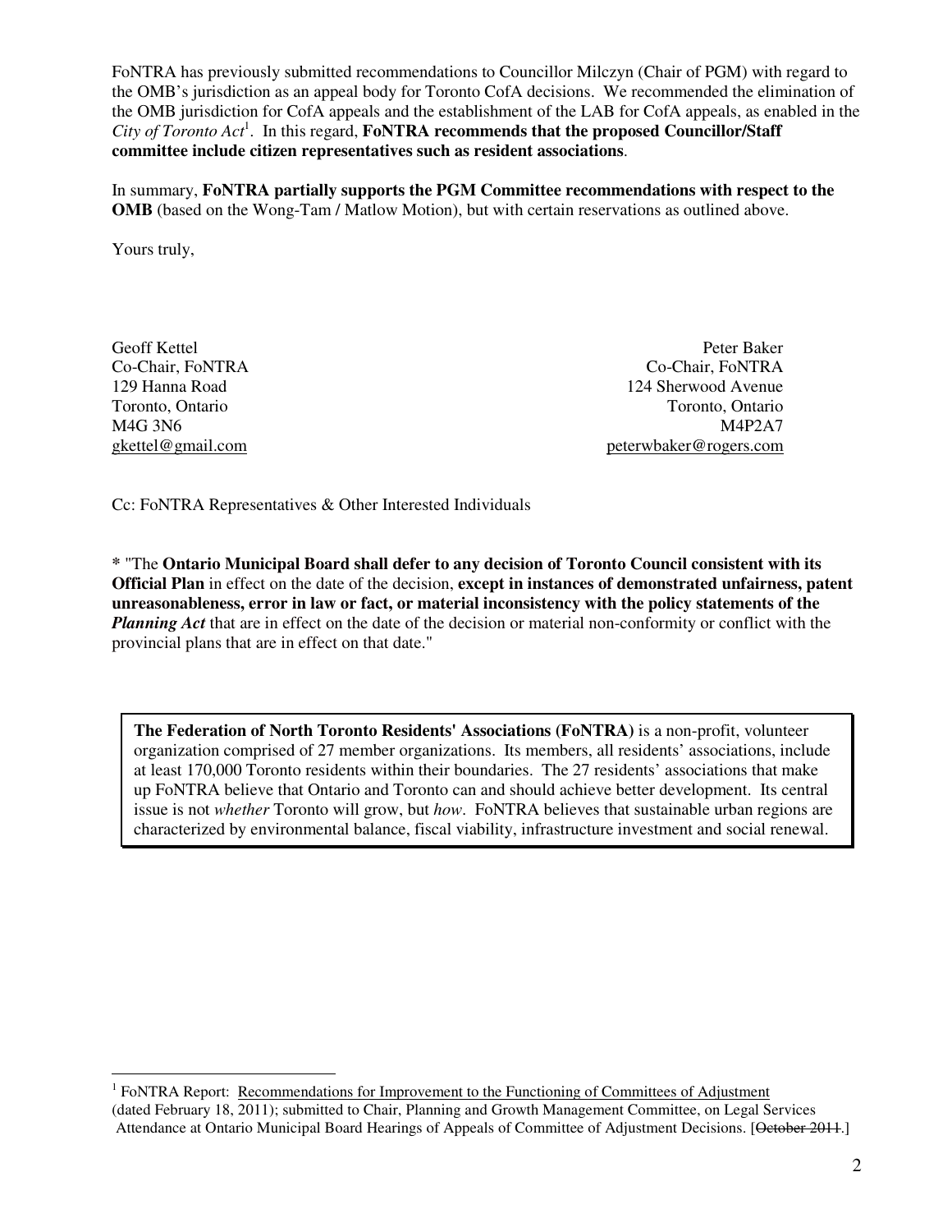FoNTRA has previously submitted recommendations to Councillor Milczyn (Chair of PGM) with regard to the OMB's jurisdiction as an appeal body for Toronto CofA decisions. We recommended the elimination of the OMB jurisdiction for CofA appeals and the establishment of the LAB for CofA appeals, as enabled in the *City of Toronto Act*[1]. In this regard, **FoNTRA recommends that the proposed Councillor/Staff committee include citizen representatives such as resident associations**.

In summary, **FoNTRA partially supports the PGM Committee recommendations with respect to the OMB** (based on the Wong-Tam / Matlow Motion), but with certain reservations as outlined above.

Yours truly,

Geoff Kettel
Co-Chair, FoNTRA
129 Hanna Road
Toronto, Ontario
M4G 3N6
gkettel@gmail.com

Peter Baker
Co-Chair, FoNTRA
124 Sherwood Avenue
Toronto, Ontario
M4P2A7
peterwbaker@rogers.com

Cc: FoNTRA Representatives & Other Interested Individuals

* "The **Ontario Municipal Board shall defer to any decision of Toronto Council consistent with its Official Plan** in effect on the date of the decision, **except in instances of demonstrated unfairness, patent unreasonableness, error in law or fact, or material inconsistency with the policy statements of the *Planning Act*** that are in effect on the date of the decision or material non-conformity or conflict with the provincial plans that are in effect on that date."

**The Federation of North Toronto Residents' Associations (FoNTRA)** is a non-profit, volunteer organization comprised of 27 member organizations. Its members, all residents' associations, include at least 170,000 Toronto residents within their boundaries. The 27 residents' associations that make up FoNTRA believe that Ontario and Toronto can and should achieve better development. Its central issue is not *whether* Toronto will grow, but *how*. FoNTRA believes that sustainable urban regions are characterized by environmental balance, fiscal viability, infrastructure investment and social renewal.

[1] FoNTRA Report: Recommendations for Improvement to the Functioning of Committees of Adjustment (dated February 18, 2011); submitted to Chair, Planning and Growth Management Committee, on Legal Services Attendance at Ontario Municipal Board Hearings of Appeals of Committee of Adjustment Decisions. [~~October 2011~~.]